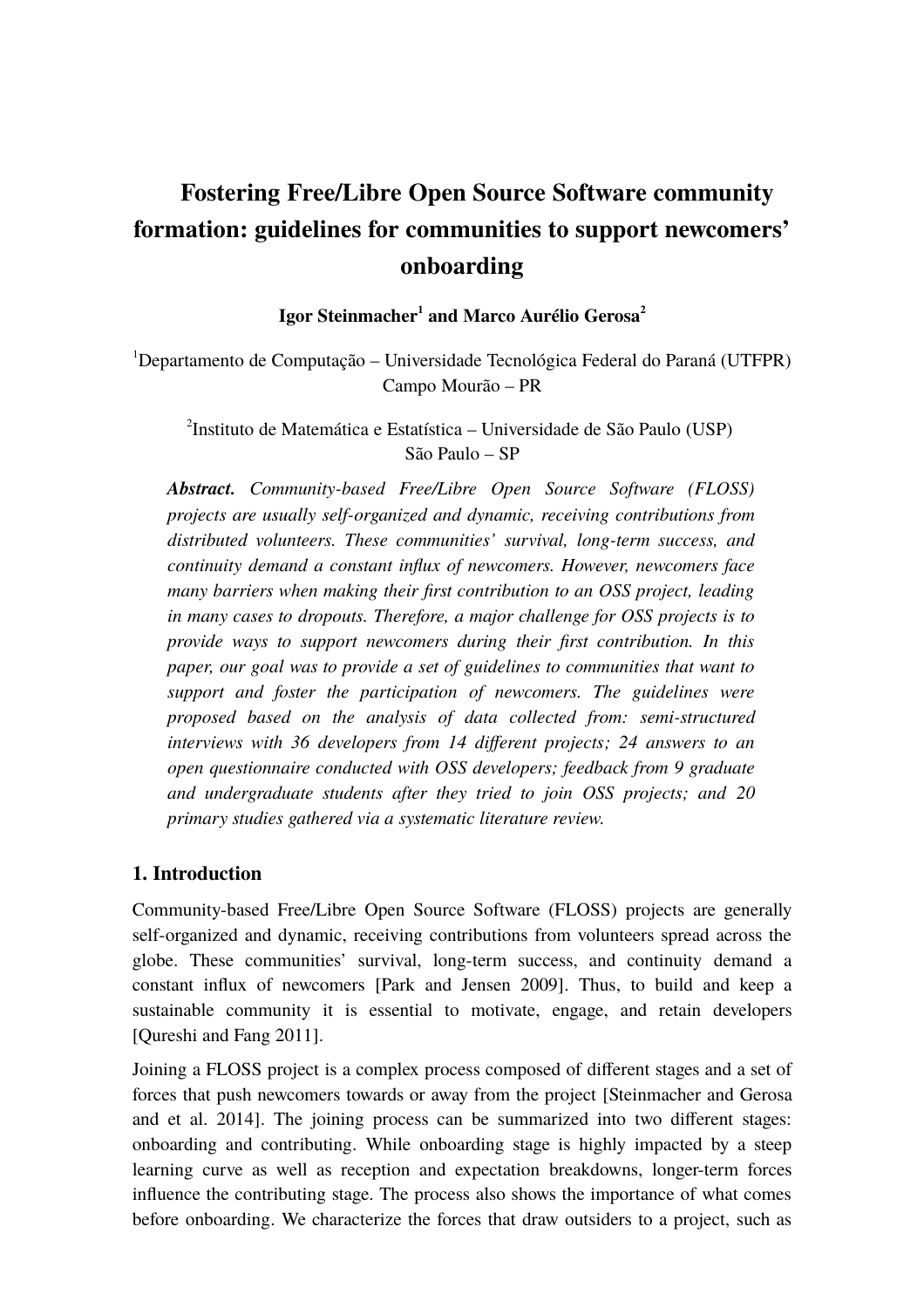# Fostering Free/Libre Open Source Software community formation: guidelines for communities to support newcomers' onboarding

**Igor Steinmacher[1] and Marco Aurélio Gerosa[2]**

[1]Departamento de Computação – Universidade Tecnológica Federal do Paraná (UTFPR)
Campo Mourão – PR

[2]Instituto de Matemática e Estatística – Universidade de São Paulo (USP)
São Paulo – SP

***Abstract.*** *Community-based Free/Libre Open Source Software (FLOSS) projects are usually self-organized and dynamic, receiving contributions from distributed volunteers. These communities' survival, long-term success, and continuity demand a constant influx of newcomers. However, newcomers face many barriers when making their first contribution to an OSS project, leading in many cases to dropouts. Therefore, a major challenge for OSS projects is to provide ways to support newcomers during their first contribution. In this paper, our goal was to provide a set of guidelines to communities that want to support and foster the participation of newcomers. The guidelines were proposed based on the analysis of data collected from: semi-structured interviews with 36 developers from 14 different projects; 24 answers to an open questionnaire conducted with OSS developers; feedback from 9 graduate and undergraduate students after they tried to join OSS projects; and 20 primary studies gathered via a systematic literature review.*

## 1. Introduction

Community-based Free/Libre Open Source Software (FLOSS) projects are generally self-organized and dynamic, receiving contributions from volunteers spread across the globe. These communities' survival, long-term success, and continuity demand a constant influx of newcomers [Park and Jensen 2009]. Thus, to build and keep a sustainable community it is essential to motivate, engage, and retain developers [Qureshi and Fang 2011].

Joining a FLOSS project is a complex process composed of different stages and a set of forces that push newcomers towards or away from the project [Steinmacher and Gerosa and et al. 2014]. The joining process can be summarized into two different stages: onboarding and contributing. While onboarding stage is highly impacted by a steep learning curve as well as reception and expectation breakdowns, longer-term forces influence the contributing stage. The process also shows the importance of what comes before onboarding. We characterize the forces that draw outsiders to a project, such as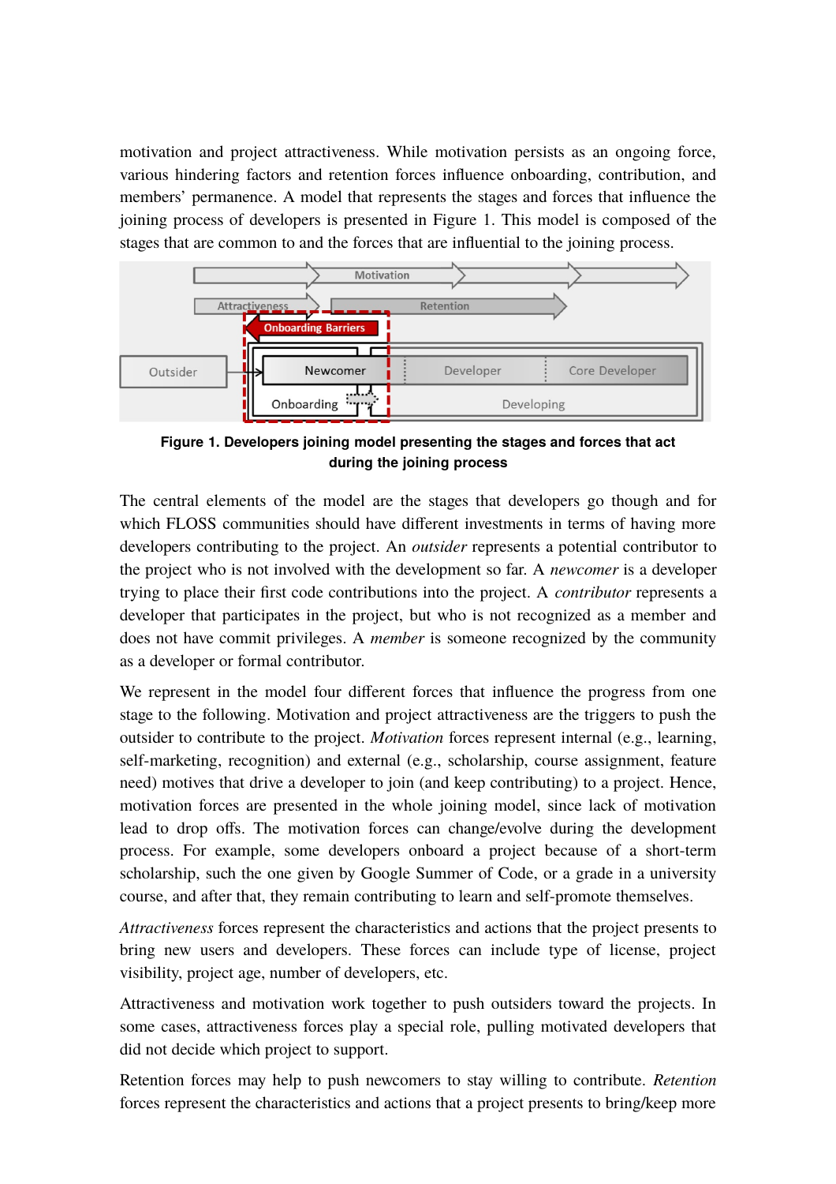motivation and project attractiveness. While motivation persists as an ongoing force, various hindering factors and retention forces influence onboarding, contribution, and members' permanence. A model that represents the stages and forces that influence the joining process of developers is presented in Figure 1. This model is composed of the stages that are common to and the forces that are influential to the joining process.

**Figure 1. Developers joining model presenting the stages and forces that act during the joining process**

The central elements of the model are the stages that developers go though and for which FLOSS communities should have different investments in terms of having more developers contributing to the project. An *outsider* represents a potential contributor to the project who is not involved with the development so far. A *newcomer* is a developer trying to place their first code contributions into the project. A *contributor* represents a developer that participates in the project, but who is not recognized as a member and does not have commit privileges. A *member* is someone recognized by the community as a developer or formal contributor.

We represent in the model four different forces that influence the progress from one stage to the following. Motivation and project attractiveness are the triggers to push the outsider to contribute to the project. *Motivation* forces represent internal (e.g., learning, self-marketing, recognition) and external (e.g., scholarship, course assignment, feature need) motives that drive a developer to join (and keep contributing) to a project. Hence, motivation forces are presented in the whole joining model, since lack of motivation lead to drop offs. The motivation forces can change/evolve during the development process. For example, some developers onboard a project because of a short-term scholarship, such the one given by Google Summer of Code, or a grade in a university course, and after that, they remain contributing to learn and self-promote themselves.

*Attractiveness* forces represent the characteristics and actions that the project presents to bring new users and developers. These forces can include type of license, project visibility, project age, number of developers, etc.

Attractiveness and motivation work together to push outsiders toward the projects. In some cases, attractiveness forces play a special role, pulling motivated developers that did not decide which project to support.

Retention forces may help to push newcomers to stay willing to contribute. *Retention* forces represent the characteristics and actions that a project presents to bring/keep more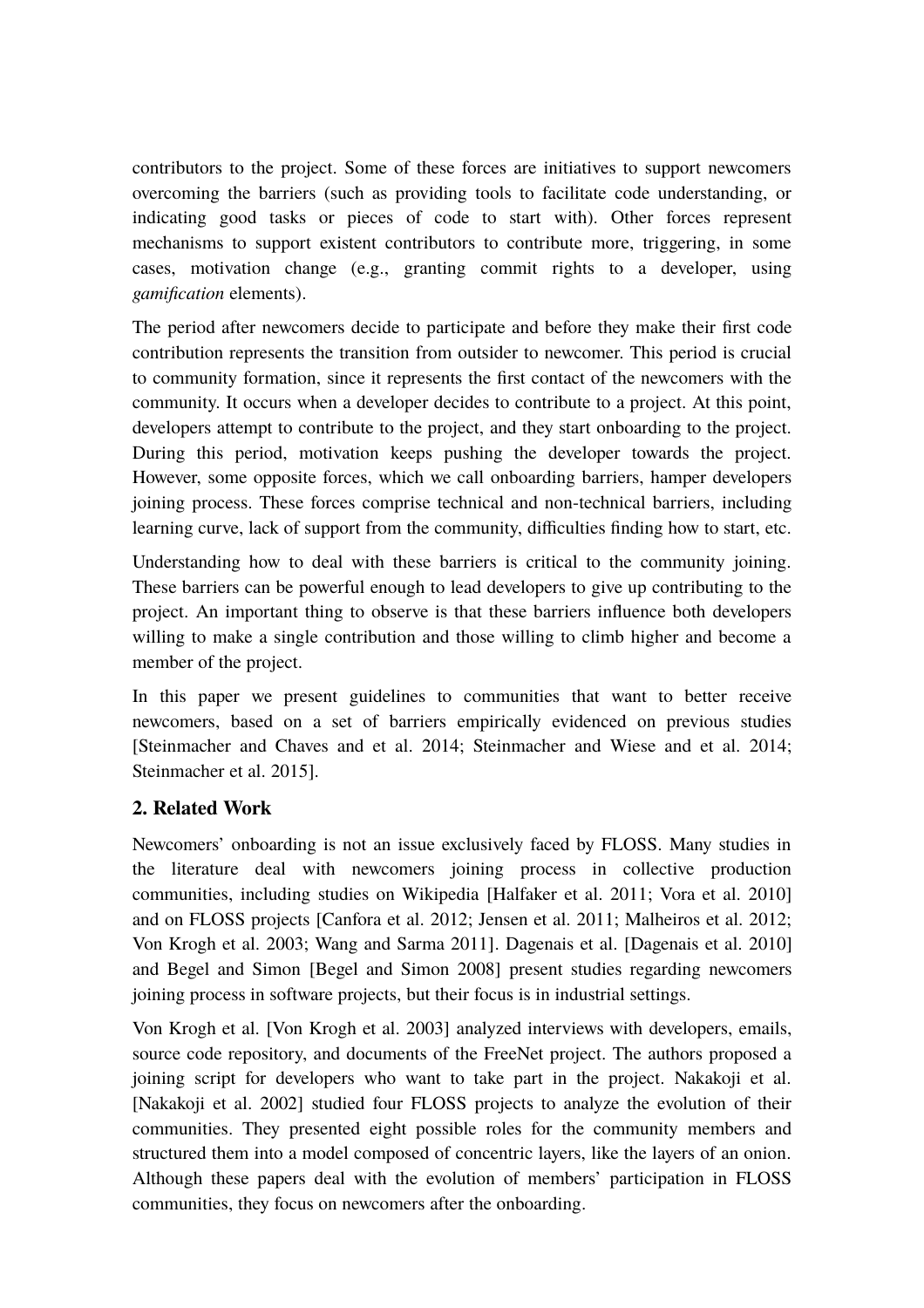contributors to the project. Some of these forces are initiatives to support newcomers overcoming the barriers (such as providing tools to facilitate code understanding, or indicating good tasks or pieces of code to start with). Other forces represent mechanisms to support existent contributors to contribute more, triggering, in some cases, motivation change (e.g., granting commit rights to a developer, using *gamification* elements).

The period after newcomers decide to participate and before they make their first code contribution represents the transition from outsider to newcomer. This period is crucial to community formation, since it represents the first contact of the newcomers with the community. It occurs when a developer decides to contribute to a project. At this point, developers attempt to contribute to the project, and they start onboarding to the project. During this period, motivation keeps pushing the developer towards the project. However, some opposite forces, which we call onboarding barriers, hamper developers joining process. These forces comprise technical and non-technical barriers, including learning curve, lack of support from the community, difficulties finding how to start, etc.

Understanding how to deal with these barriers is critical to the community joining. These barriers can be powerful enough to lead developers to give up contributing to the project. An important thing to observe is that these barriers influence both developers willing to make a single contribution and those willing to climb higher and become a member of the project.

In this paper we present guidelines to communities that want to better receive newcomers, based on a set of barriers empirically evidenced on previous studies [Steinmacher and Chaves and et al. 2014; Steinmacher and Wiese and et al. 2014; Steinmacher et al. 2015].

## 2. Related Work

Newcomers' onboarding is not an issue exclusively faced by FLOSS. Many studies in the literature deal with newcomers joining process in collective production communities, including studies on Wikipedia [Halfaker et al. 2011; Vora et al. 2010] and on FLOSS projects [Canfora et al. 2012; Jensen et al. 2011; Malheiros et al. 2012; Von Krogh et al. 2003; Wang and Sarma 2011]. Dagenais et al. [Dagenais et al. 2010] and Begel and Simon [Begel and Simon 2008] present studies regarding newcomers joining process in software projects, but their focus is in industrial settings.

Von Krogh et al. [Von Krogh et al. 2003] analyzed interviews with developers, emails, source code repository, and documents of the FreeNet project. The authors proposed a joining script for developers who want to take part in the project. Nakakoji et al. [Nakakoji et al. 2002] studied four FLOSS projects to analyze the evolution of their communities. They presented eight possible roles for the community members and structured them into a model composed of concentric layers, like the layers of an onion. Although these papers deal with the evolution of members' participation in FLOSS communities, they focus on newcomers after the onboarding.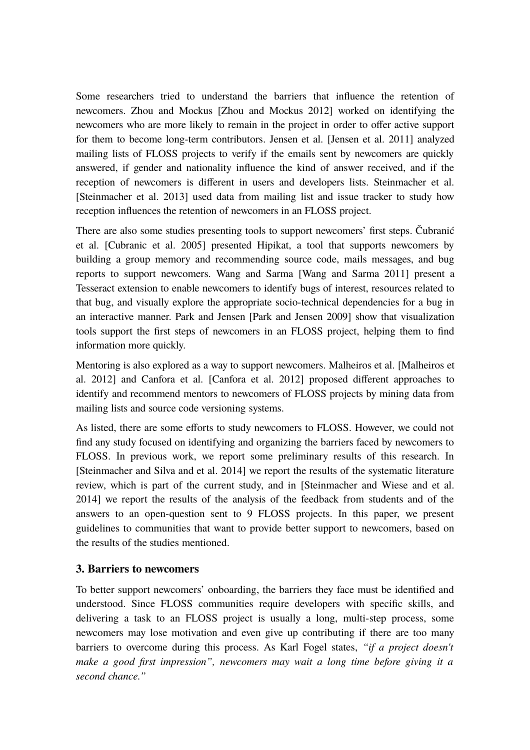Some researchers tried to understand the barriers that influence the retention of newcomers. Zhou and Mockus [Zhou and Mockus 2012] worked on identifying the newcomers who are more likely to remain in the project in order to offer active support for them to become long-term contributors. Jensen et al. [Jensen et al. 2011] analyzed mailing lists of FLOSS projects to verify if the emails sent by newcomers are quickly answered, if gender and nationality influence the kind of answer received, and if the reception of newcomers is different in users and developers lists. Steinmacher et al. [Steinmacher et al. 2013] used data from mailing list and issue tracker to study how reception influences the retention of newcomers in an FLOSS project.

There are also some studies presenting tools to support newcomers' first steps. Čubranić et al. [Cubranic et al. 2005] presented Hipikat, a tool that supports newcomers by building a group memory and recommending source code, mails messages, and bug reports to support newcomers. Wang and Sarma [Wang and Sarma 2011] present a Tesseract extension to enable newcomers to identify bugs of interest, resources related to that bug, and visually explore the appropriate socio-technical dependencies for a bug in an interactive manner. Park and Jensen [Park and Jensen 2009] show that visualization tools support the first steps of newcomers in an FLOSS project, helping them to find information more quickly.

Mentoring is also explored as a way to support newcomers. Malheiros et al. [Malheiros et al. 2012] and Canfora et al. [Canfora et al. 2012] proposed different approaches to identify and recommend mentors to newcomers of FLOSS projects by mining data from mailing lists and source code versioning systems.

As listed, there are some efforts to study newcomers to FLOSS. However, we could not find any study focused on identifying and organizing the barriers faced by newcomers to FLOSS. In previous work, we report some preliminary results of this research. In [Steinmacher and Silva and et al. 2014] we report the results of the systematic literature review, which is part of the current study, and in [Steinmacher and Wiese and et al. 2014] we report the results of the analysis of the feedback from students and of the answers to an open-question sent to 9 FLOSS projects. In this paper, we present guidelines to communities that want to provide better support to newcomers, based on the results of the studies mentioned.

### 3. Barriers to newcomers

To better support newcomers' onboarding, the barriers they face must be identified and understood. Since FLOSS communities require developers with specific skills, and delivering a task to an FLOSS project is usually a long, multi-step process, some newcomers may lose motivation and even give up contributing if there are too many barriers to overcome during this process. As Karl Fogel states, *"if a project doesn't make a good first impression", newcomers may wait a long time before giving it a second chance."*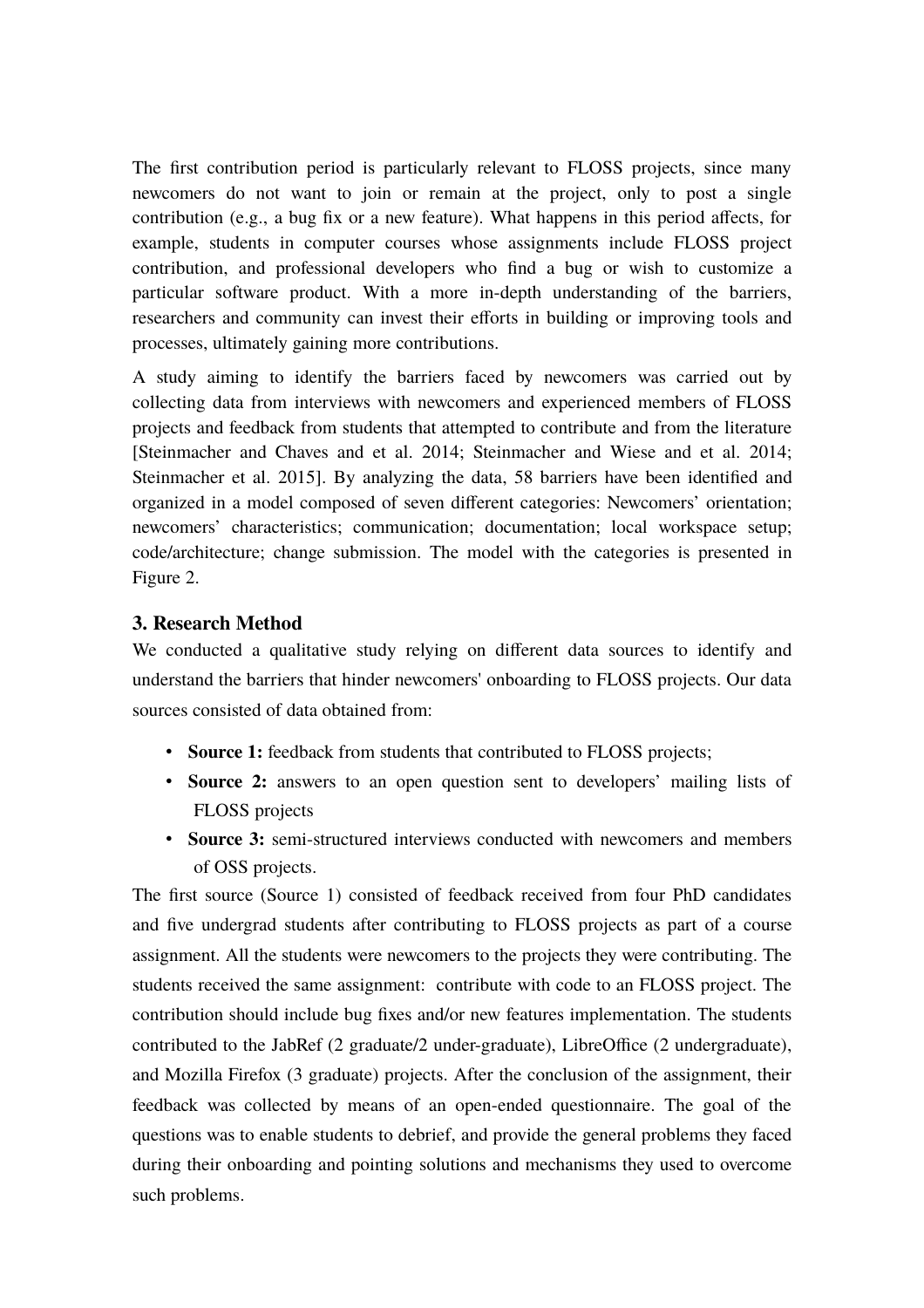The first contribution period is particularly relevant to FLOSS projects, since many newcomers do not want to join or remain at the project, only to post a single contribution (e.g., a bug fix or a new feature). What happens in this period affects, for example, students in computer courses whose assignments include FLOSS project contribution, and professional developers who find a bug or wish to customize a particular software product. With a more in-depth understanding of the barriers, researchers and community can invest their efforts in building or improving tools and processes, ultimately gaining more contributions.

A study aiming to identify the barriers faced by newcomers was carried out by collecting data from interviews with newcomers and experienced members of FLOSS projects and feedback from students that attempted to contribute and from the literature [Steinmacher and Chaves and et al. 2014; Steinmacher and Wiese and et al. 2014; Steinmacher et al. 2015]. By analyzing the data, 58 barriers have been identified and organized in a model composed of seven different categories: Newcomers' orientation; newcomers' characteristics; communication; documentation; local workspace setup; code/architecture; change submission. The model with the categories is presented in Figure 2.

### 3. Research Method

We conducted a qualitative study relying on different data sources to identify and understand the barriers that hinder newcomers' onboarding to FLOSS projects. Our data sources consisted of data obtained from:

- **Source 1:** feedback from students that contributed to FLOSS projects;
- **Source 2:** answers to an open question sent to developers' mailing lists of FLOSS projects
- **Source 3:** semi-structured interviews conducted with newcomers and members of OSS projects.

The first source (Source 1) consisted of feedback received from four PhD candidates and five undergrad students after contributing to FLOSS projects as part of a course assignment. All the students were newcomers to the projects they were contributing. The students received the same assignment: contribute with code to an FLOSS project. The contribution should include bug fixes and/or new features implementation. The students contributed to the JabRef (2 graduate/2 under-graduate), LibreOffice (2 undergraduate), and Mozilla Firefox (3 graduate) projects. After the conclusion of the assignment, their feedback was collected by means of an open-ended questionnaire. The goal of the questions was to enable students to debrief, and provide the general problems they faced during their onboarding and pointing solutions and mechanisms they used to overcome such problems.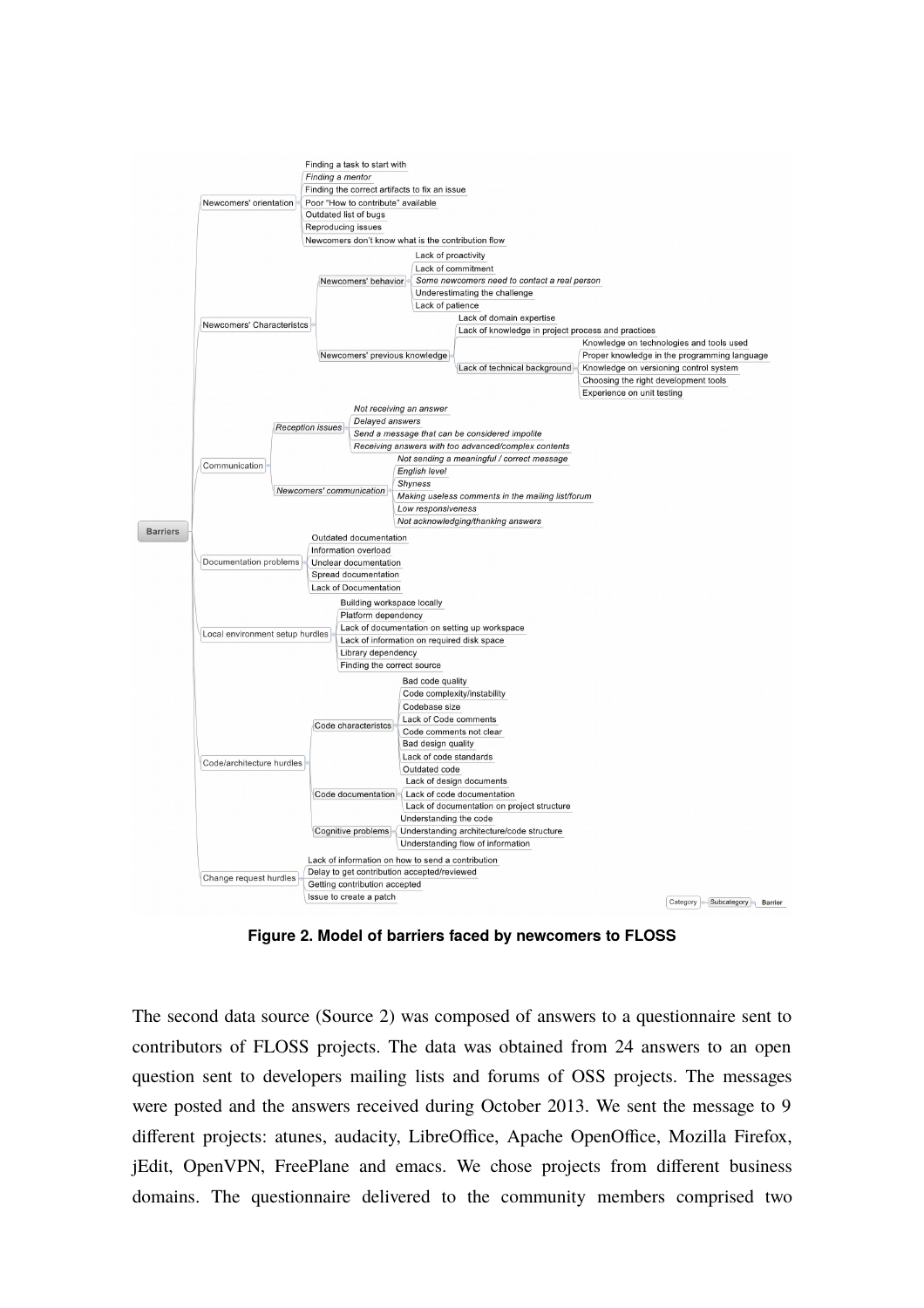- **Barriers**
  - Newcomers' orientation
    - Finding a task to start with
    - *Finding a mentor*
    - Finding the correct artifacts to fix an issue
    - Poor "How to contribute" available
    - Outdated list of bugs
    - Reproducing issues
    - Newcomers don't know what is the contribution flow
  - Newcomers' Characteristcs
    - Newcomers' behavior
      - Lack of proactivity
      - Lack of commitment
      - *Some newcomers need to contact a real person*
      - Underestimating the challenge
      - Lack of patience
    - Newcomers' previous knowledge
      - Lack of domain expertise
      - Lack of knowledge in project process and practices
      - Lack of technical background
        - Knowledge on technologies and tools used
        - Proper knowledge in the programming language
        - Knowledge on versioning control system
        - Choosing the right development tools
        - Experience on unit testing
  - Communication
    - *Reception issues*
      - *Not receiving an answer*
      - *Delayed answers*
      - *Send a message that can be considered impolite*
      - *Receiving answers with too advanced/complex contents*
    - *Newcomers' communication*
      - *Not sending a meaningful / correct message*
      - *English level*
      - *Shyness*
      - *Making useless comments in the mailing list/forum*
      - *Low responsiveness*
      - *Not acknowledging/thanking answers*
  - Documentation problems
    - Outdated documentation
    - Information overload
    - Unclear documentation
    - Spread documentation
    - Lack of Documentation
  - Local environment setup hurdles
    - Building workspace locally
    - Platform dependency
    - Lack of documentation on setting up workspace
    - Lack of information on required disk space
    - Library dependency
    - Finding the correct source
  - Code/architecture hurdles
    - Code characteristcs
      - Bad code quality
      - Code complexity/instability
      - Codebase size
      - Lack of Code comments
      - Code comments not clear
      - Bad design quality
      - Lack of code standards
      - Outdated code
    - Code documentation
      - Lack of design documents
      - Lack of code documentation
      - Lack of documentation on project structure
    - Cognitive problems
      - Understanding the code
      - Understanding architecture/code structure
      - Understanding flow of information
  - Change request hurdles
    - Lack of information on how to send a contribution
    - Delay to get contribution accepted/reviewed
    - Getting contribution accepted
    - Issue to create a patch

Category → Subcategory → Barrier

**Figure 2. Model of barriers faced by newcomers to FLOSS**

The second data source (Source 2) was composed of answers to a questionnaire sent to contributors of FLOSS projects. The data was obtained from 24 answers to an open question sent to developers mailing lists and forums of OSS projects. The messages were posted and the answers received during October 2013. We sent the message to 9 different projects: atunes, audacity, LibreOffice, Apache OpenOffice, Mozilla Firefox, jEdit, OpenVPN, FreePlane and emacs. We chose projects from different business domains. The questionnaire delivered to the community members comprised two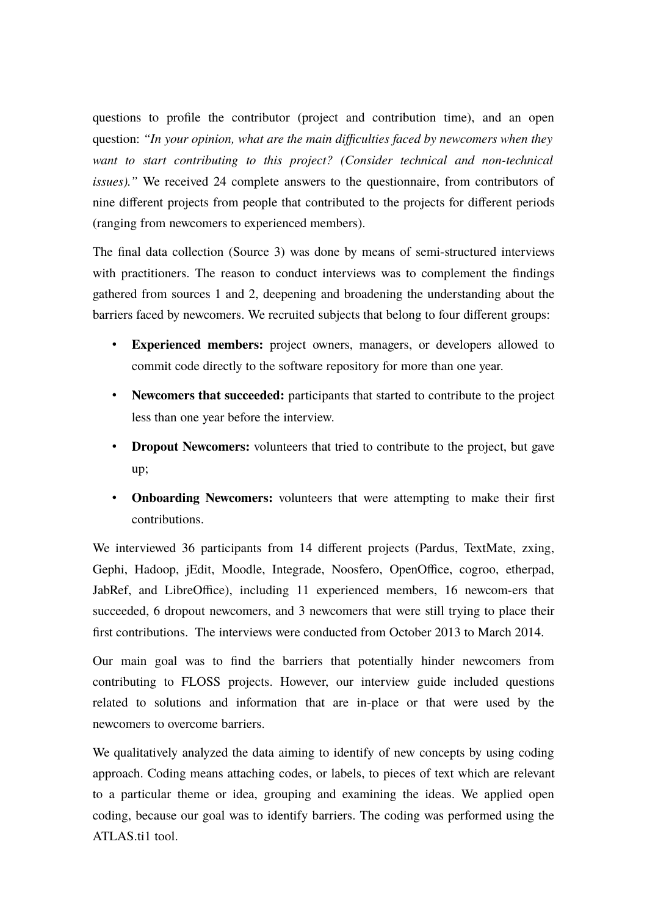questions to profile the contributor (project and contribution time), and an open question: *"In your opinion, what are the main difficulties faced by newcomers when they want to start contributing to this project? (Consider technical and non-technical issues)."* We received 24 complete answers to the questionnaire, from contributors of nine different projects from people that contributed to the projects for different periods (ranging from newcomers to experienced members).

The final data collection (Source 3) was done by means of semi-structured interviews with practitioners. The reason to conduct interviews was to complement the findings gathered from sources 1 and 2, deepening and broadening the understanding about the barriers faced by newcomers. We recruited subjects that belong to four different groups:

- **Experienced members:** project owners, managers, or developers allowed to commit code directly to the software repository for more than one year.
- **Newcomers that succeeded:** participants that started to contribute to the project less than one year before the interview.
- **Dropout Newcomers:** volunteers that tried to contribute to the project, but gave up;
- **Onboarding Newcomers:** volunteers that were attempting to make their first contributions.

We interviewed 36 participants from 14 different projects (Pardus, TextMate, zxing, Gephi, Hadoop, jEdit, Moodle, Integrade, Noosfero, OpenOffice, cogroo, etherpad, JabRef, and LibreOffice), including 11 experienced members, 16 newcom-ers that succeeded, 6 dropout newcomers, and 3 newcomers that were still trying to place their first contributions. The interviews were conducted from October 2013 to March 2014.

Our main goal was to find the barriers that potentially hinder newcomers from contributing to FLOSS projects. However, our interview guide included questions related to solutions and information that are in-place or that were used by the newcomers to overcome barriers.

We qualitatively analyzed the data aiming to identify of new concepts by using coding approach. Coding means attaching codes, or labels, to pieces of text which are relevant to a particular theme or idea, grouping and examining the ideas. We applied open coding, because our goal was to identify barriers. The coding was performed using the ATLAS.ti1 tool.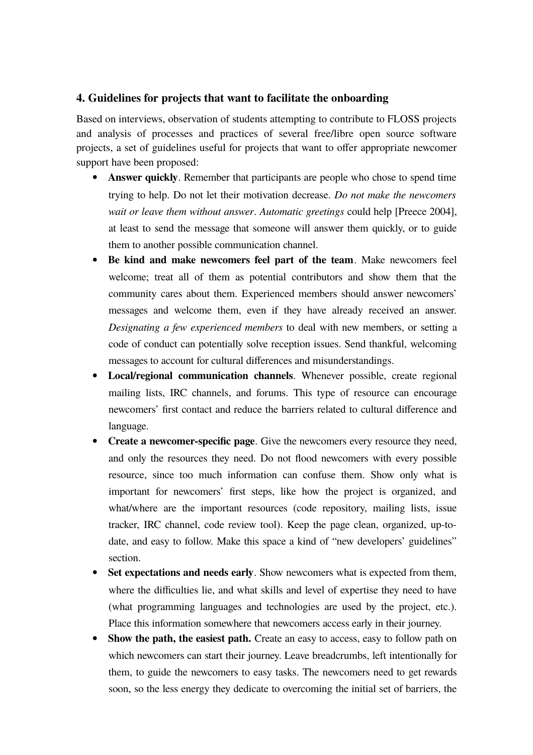### 4. Guidelines for projects that want to facilitate the onboarding

Based on interviews, observation of students attempting to contribute to FLOSS projects and analysis of processes and practices of several free/libre open source software projects, a set of guidelines useful for projects that want to offer appropriate newcomer support have been proposed:

- **Answer quickly**. Remember that participants are people who chose to spend time trying to help. Do not let their motivation decrease. *Do not make the newcomers wait or leave them without answer*. *Automatic greetings* could help [Preece 2004], at least to send the message that someone will answer them quickly, or to guide them to another possible communication channel.
- **Be kind and make newcomers feel part of the team**. Make newcomers feel welcome; treat all of them as potential contributors and show them that the community cares about them. Experienced members should answer newcomers' messages and welcome them, even if they have already received an answer. *Designating a few experienced members* to deal with new members, or setting a code of conduct can potentially solve reception issues. Send thankful, welcoming messages to account for cultural differences and misunderstandings.
- **Local/regional communication channels**. Whenever possible, create regional mailing lists, IRC channels, and forums. This type of resource can encourage newcomers' first contact and reduce the barriers related to cultural difference and language.
- **Create a newcomer-specific page**. Give the newcomers every resource they need, and only the resources they need. Do not flood newcomers with every possible resource, since too much information can confuse them. Show only what is important for newcomers' first steps, like how the project is organized, and what/where are the important resources (code repository, mailing lists, issue tracker, IRC channel, code review tool). Keep the page clean, organized, up-to-date, and easy to follow. Make this space a kind of "new developers' guidelines" section.
- **Set expectations and needs early**. Show newcomers what is expected from them, where the difficulties lie, and what skills and level of expertise they need to have (what programming languages and technologies are used by the project, etc.). Place this information somewhere that newcomers access early in their journey.
- **Show the path, the easiest path.** Create an easy to access, easy to follow path on which newcomers can start their journey. Leave breadcrumbs, left intentionally for them, to guide the newcomers to easy tasks. The newcomers need to get rewards soon, so the less energy they dedicate to overcoming the initial set of barriers, the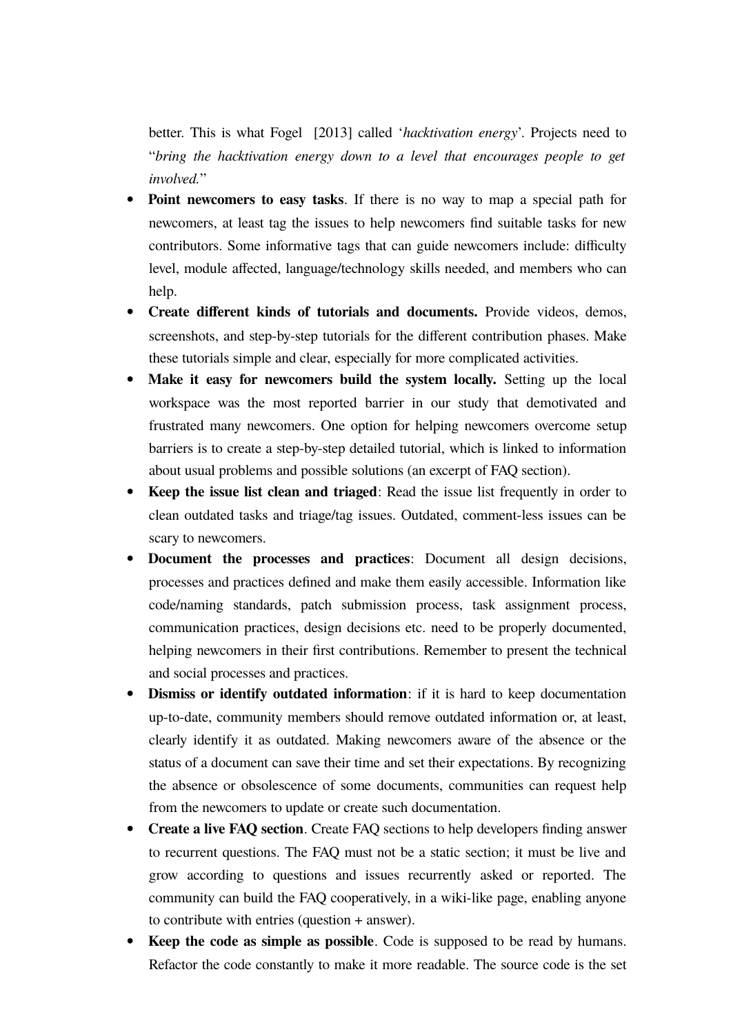better. This is what Fogel  [2013] called '*hacktivation energy*'. Projects need to "*bring the hacktivation energy down to a level that encourages people to get involved.*"

- **Point newcomers to easy tasks**. If there is no way to map a special path for newcomers, at least tag the issues to help newcomers find suitable tasks for new contributors. Some informative tags that can guide newcomers include: difficulty level, module affected, language/technology skills needed, and members who can help.
- **Create different kinds of tutorials and documents.** Provide videos, demos, screenshots, and step-by-step tutorials for the different contribution phases. Make these tutorials simple and clear, especially for more complicated activities.
- **Make it easy for newcomers build the system locally.** Setting up the local workspace was the most reported barrier in our study that demotivated and frustrated many newcomers. One option for helping newcomers overcome setup barriers is to create a step-by-step detailed tutorial, which is linked to information about usual problems and possible solutions (an excerpt of FAQ section).
- **Keep the issue list clean and triaged**: Read the issue list frequently in order to clean outdated tasks and triage/tag issues. Outdated, comment-less issues can be scary to newcomers.
- **Document the processes and practices**: Document all design decisions, processes and practices defined and make them easily accessible. Information like code/naming standards, patch submission process, task assignment process, communication practices, design decisions etc. need to be properly documented, helping newcomers in their first contributions. Remember to present the technical and social processes and practices.
- **Dismiss or identify outdated information**: if it is hard to keep documentation up-to-date, community members should remove outdated information or, at least, clearly identify it as outdated. Making newcomers aware of the absence or the status of a document can save their time and set their expectations. By recognizing the absence or obsolescence of some documents, communities can request help from the newcomers to update or create such documentation.
- **Create a live FAQ section**. Create FAQ sections to help developers finding answer to recurrent questions. The FAQ must not be a static section; it must be live and grow according to questions and issues recurrently asked or reported. The community can build the FAQ cooperatively, in a wiki-like page, enabling anyone to contribute with entries (question + answer).
- **Keep the code as simple as possible**. Code is supposed to be read by humans. Refactor the code constantly to make it more readable. The source code is the set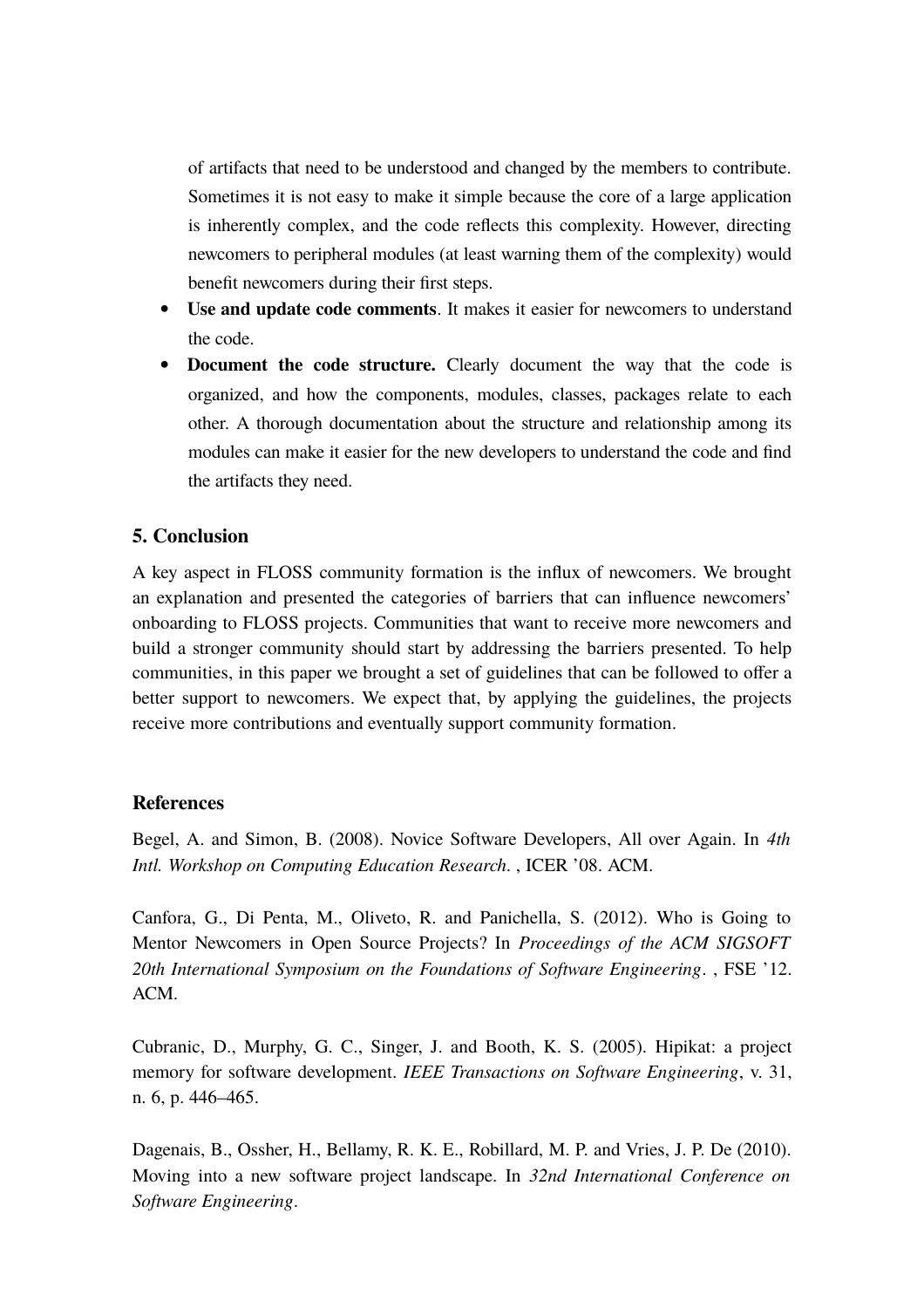of artifacts that need to be understood and changed by the members to contribute. Sometimes it is not easy to make it simple because the core of a large application is inherently complex, and the code reflects this complexity. However, directing newcomers to peripheral modules (at least warning them of the complexity) would benefit newcomers during their first steps.

- **Use and update code comments**. It makes it easier for newcomers to understand the code.
- **Document the code structure.** Clearly document the way that the code is organized, and how the components, modules, classes, packages relate to each other. A thorough documentation about the structure and relationship among its modules can make it easier for the new developers to understand the code and find the artifacts they need.

## 5. Conclusion

A key aspect in FLOSS community formation is the influx of newcomers. We brought an explanation and presented the categories of barriers that can influence newcomers' onboarding to FLOSS projects. Communities that want to receive more newcomers and build a stronger community should start by addressing the barriers presented. To help communities, in this paper we brought a set of guidelines that can be followed to offer a better support to newcomers. We expect that, by applying the guidelines, the projects receive more contributions and eventually support community formation.

## References

Begel, A. and Simon, B. (2008). Novice Software Developers, All over Again. In *4th Intl. Workshop on Computing Education Research*. , ICER '08. ACM.

Canfora, G., Di Penta, M., Oliveto, R. and Panichella, S. (2012). Who is Going to Mentor Newcomers in Open Source Projects? In *Proceedings of the ACM SIGSOFT 20th International Symposium on the Foundations of Software Engineering*. , FSE '12. ACM.

Cubranic, D., Murphy, G. C., Singer, J. and Booth, K. S. (2005). Hipikat: a project memory for software development. *IEEE Transactions on Software Engineering*, v. 31, n. 6, p. 446–465.

Dagenais, B., Ossher, H., Bellamy, R. K. E., Robillard, M. P. and Vries, J. P. De (2010). Moving into a new software project landscape. In *32nd International Conference on Software Engineering*.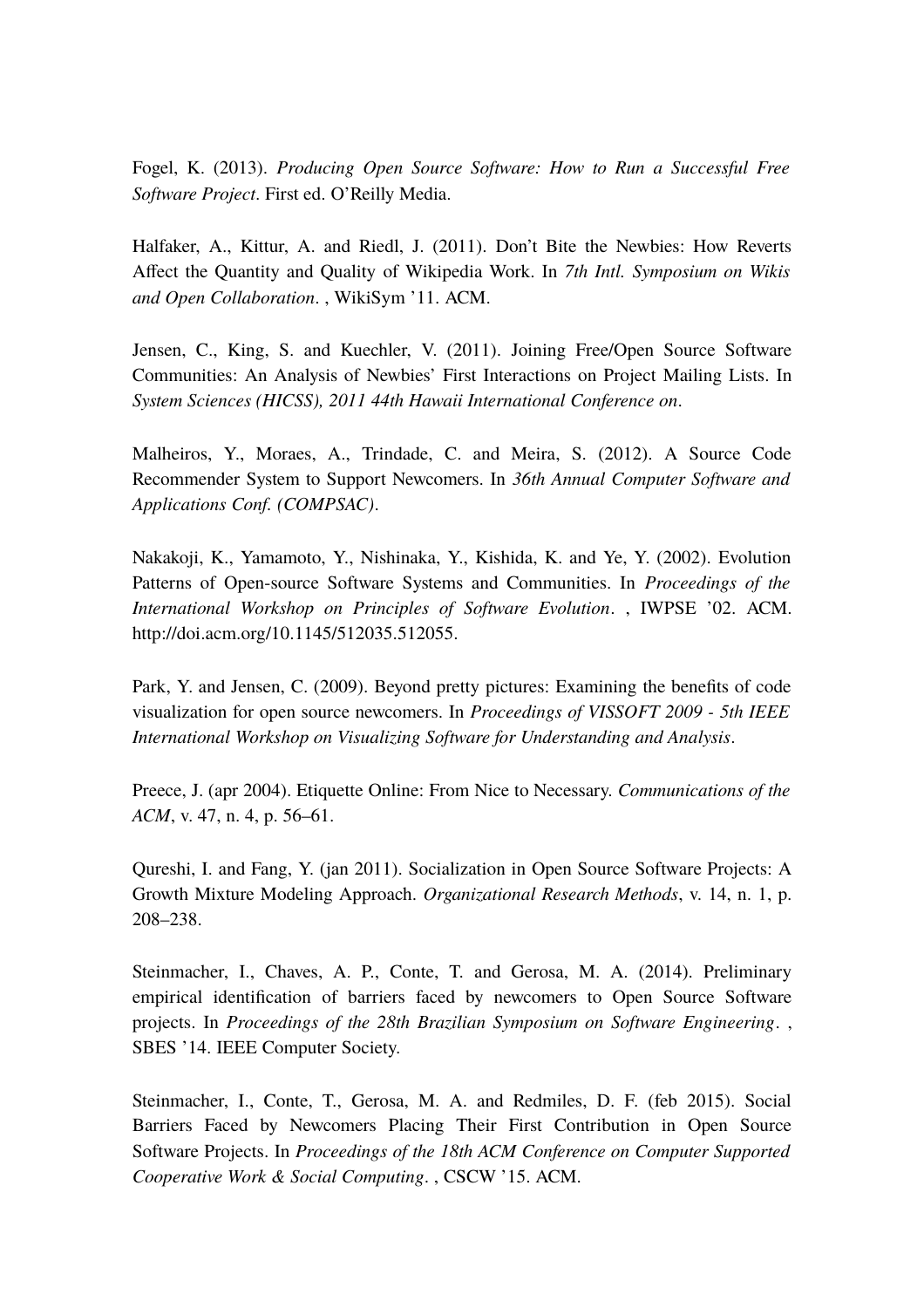Fogel, K. (2013). *Producing Open Source Software: How to Run a Successful Free Software Project*. First ed. O'Reilly Media.

Halfaker, A., Kittur, A. and Riedl, J. (2011). Don't Bite the Newbies: How Reverts Affect the Quantity and Quality of Wikipedia Work. In *7th Intl. Symposium on Wikis and Open Collaboration*. , WikiSym '11. ACM.

Jensen, C., King, S. and Kuechler, V. (2011). Joining Free/Open Source Software Communities: An Analysis of Newbies' First Interactions on Project Mailing Lists. In *System Sciences (HICSS), 2011 44th Hawaii International Conference on*.

Malheiros, Y., Moraes, A., Trindade, C. and Meira, S. (2012). A Source Code Recommender System to Support Newcomers. In *36th Annual Computer Software and Applications Conf. (COMPSAC)*.

Nakakoji, K., Yamamoto, Y., Nishinaka, Y., Kishida, K. and Ye, Y. (2002). Evolution Patterns of Open-source Software Systems and Communities. In *Proceedings of the International Workshop on Principles of Software Evolution*. , IWPSE '02. ACM. http://doi.acm.org/10.1145/512035.512055.

Park, Y. and Jensen, C. (2009). Beyond pretty pictures: Examining the benefits of code visualization for open source newcomers. In *Proceedings of VISSOFT 2009 - 5th IEEE International Workshop on Visualizing Software for Understanding and Analysis*.

Preece, J. (apr 2004). Etiquette Online: From Nice to Necessary. *Communications of the ACM*, v. 47, n. 4, p. 56–61.

Qureshi, I. and Fang, Y. (jan 2011). Socialization in Open Source Software Projects: A Growth Mixture Modeling Approach. *Organizational Research Methods*, v. 14, n. 1, p. 208–238.

Steinmacher, I., Chaves, A. P., Conte, T. and Gerosa, M. A. (2014). Preliminary empirical identification of barriers faced by newcomers to Open Source Software projects. In *Proceedings of the 28th Brazilian Symposium on Software Engineering*. , SBES '14. IEEE Computer Society.

Steinmacher, I., Conte, T., Gerosa, M. A. and Redmiles, D. F. (feb 2015). Social Barriers Faced by Newcomers Placing Their First Contribution in Open Source Software Projects. In *Proceedings of the 18th ACM Conference on Computer Supported Cooperative Work & Social Computing*. , CSCW '15. ACM.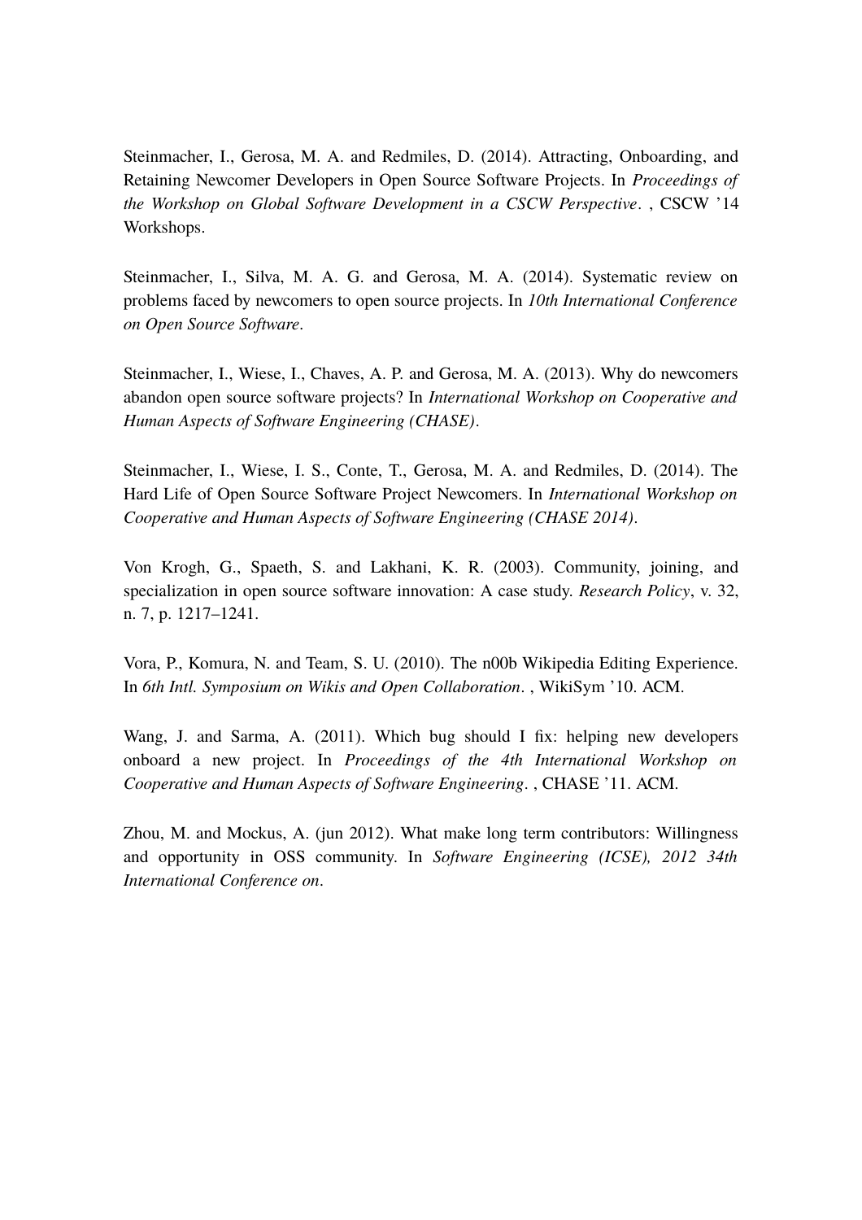Steinmacher, I., Gerosa, M. A. and Redmiles, D. (2014). Attracting, Onboarding, and Retaining Newcomer Developers in Open Source Software Projects. In *Proceedings of the Workshop on Global Software Development in a CSCW Perspective*. , CSCW '14 Workshops.

Steinmacher, I., Silva, M. A. G. and Gerosa, M. A. (2014). Systematic review on problems faced by newcomers to open source projects. In *10th International Conference on Open Source Software*.

Steinmacher, I., Wiese, I., Chaves, A. P. and Gerosa, M. A. (2013). Why do newcomers abandon open source software projects? In *International Workshop on Cooperative and Human Aspects of Software Engineering (CHASE)*.

Steinmacher, I., Wiese, I. S., Conte, T., Gerosa, M. A. and Redmiles, D. (2014). The Hard Life of Open Source Software Project Newcomers. In *International Workshop on Cooperative and Human Aspects of Software Engineering (CHASE 2014)*.

Von Krogh, G., Spaeth, S. and Lakhani, K. R. (2003). Community, joining, and specialization in open source software innovation: A case study. *Research Policy*, v. 32, n. 7, p. 1217–1241.

Vora, P., Komura, N. and Team, S. U. (2010). The n00b Wikipedia Editing Experience. In *6th Intl. Symposium on Wikis and Open Collaboration*. , WikiSym '10. ACM.

Wang, J. and Sarma, A. (2011). Which bug should I fix: helping new developers onboard a new project. In *Proceedings of the 4th International Workshop on Cooperative and Human Aspects of Software Engineering*. , CHASE '11. ACM.

Zhou, M. and Mockus, A. (jun 2012). What make long term contributors: Willingness and opportunity in OSS community. In *Software Engineering (ICSE), 2012 34th International Conference on*.